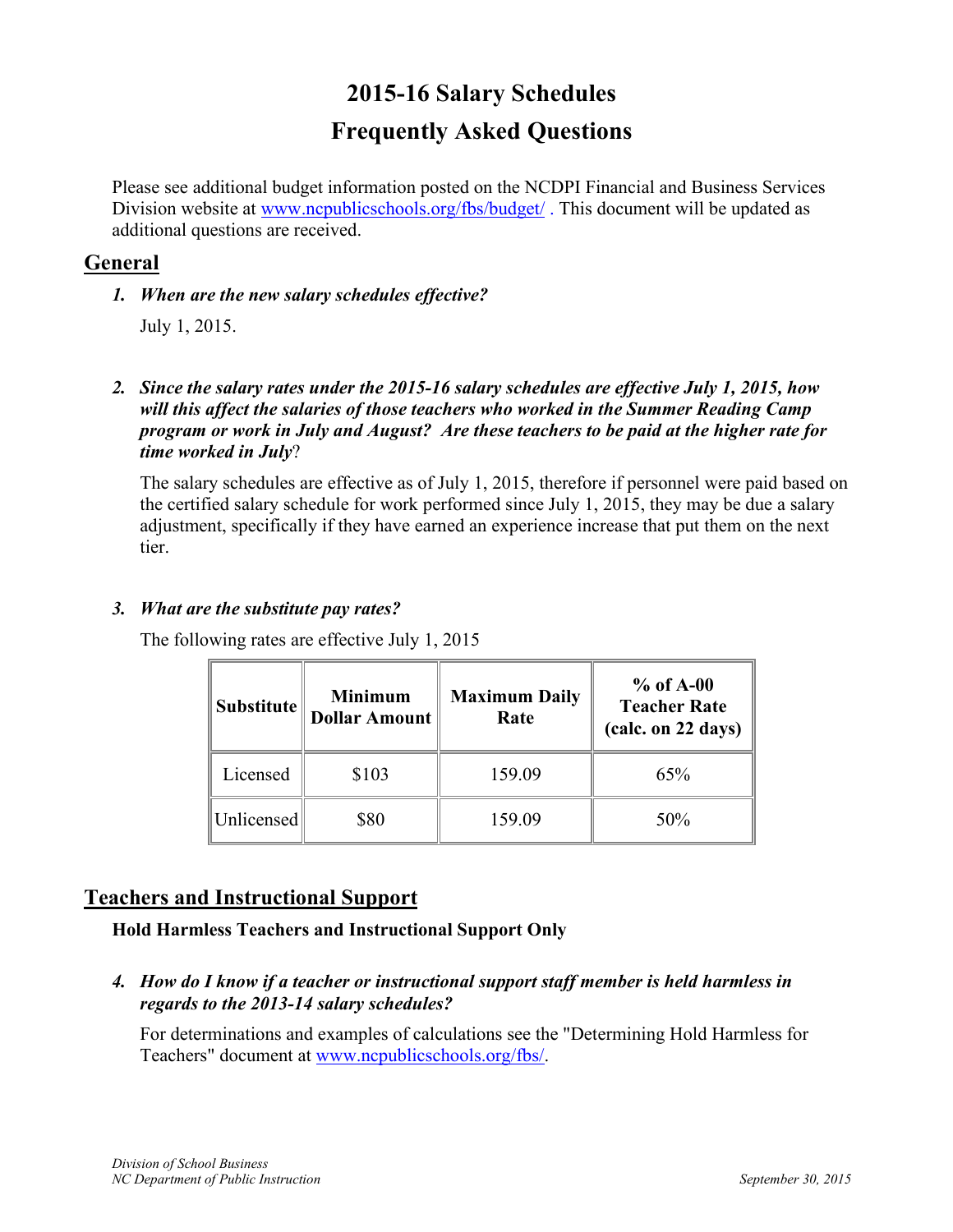# 2015-16 Salary Schedules
# Frequently Asked Questions

Please see additional budget information posted on the NCDPI Financial and Business Services Division website at www.ncpublicschools.org/fbs/budget/ . This document will be updated as additional questions are received.

## General

1. ***When are the new salary schedules effective?***

   July 1, 2015.

2. ***Since the salary rates under the 2015-16 salary schedules are effective July 1, 2015, how will this affect the salaries of those teachers who worked in the Summer Reading Camp program or work in July and August? Are these teachers to be paid at the higher rate for time worked in July?***

   The salary schedules are effective as of July 1, 2015, therefore if personnel were paid based on the certified salary schedule for work performed since July 1, 2015, they may be due a salary adjustment, specifically if they have earned an experience increase that put them on the next tier.

3. ***What are the substitute pay rates?***

   The following rates are effective July 1, 2015

| Substitute | Minimum Dollar Amount | Maximum Daily Rate | % of A-00 Teacher Rate (calc. on 22 days) |
|---|---|---|---|
| Licensed | $103 | 159.09 | 65% |
| Unlicensed | $80 | 159.09 | 50% |

## Teachers and Instructional Support

**Hold Harmless Teachers and Instructional Support Only**

4. ***How do I know if a teacher or instructional support staff member is held harmless in regards to the 2013-14 salary schedules?***

   For determinations and examples of calculations see the "Determining Hold Harmless for Teachers" document at www.ncpublicschools.org/fbs/.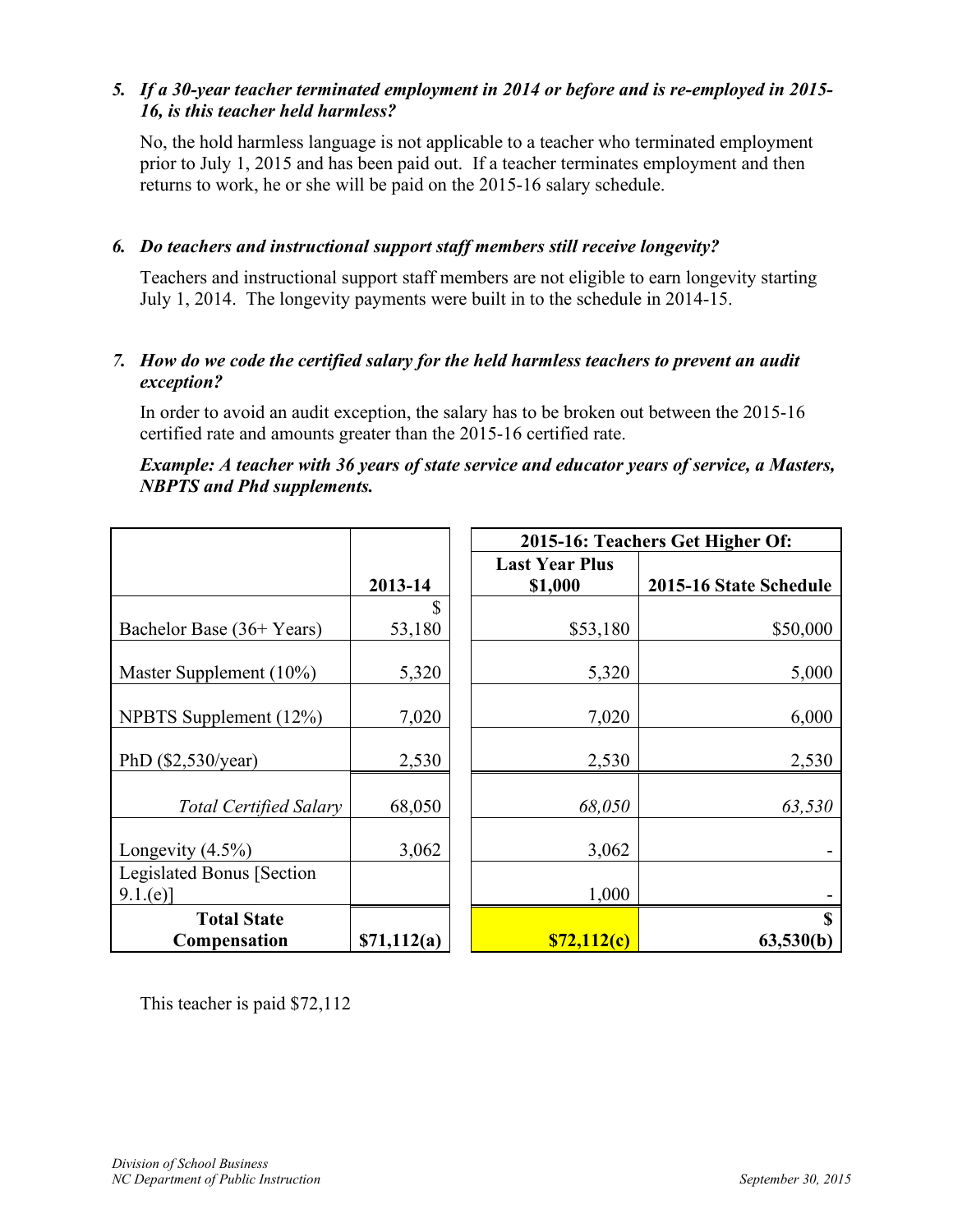*5. If a 30-year teacher terminated employment in 2014 or before and is re-employed in 2015-16, is this teacher held harmless?*

No, the hold harmless language is not applicable to a teacher who terminated employment prior to July 1, 2015 and has been paid out. If a teacher terminates employment and then returns to work, he or she will be paid on the 2015-16 salary schedule.

*6. Do teachers and instructional support staff members still receive longevity?*

Teachers and instructional support staff members are not eligible to earn longevity starting July 1, 2014. The longevity payments were built in to the schedule in 2014-15.

*7. How do we code the certified salary for the held harmless teachers to prevent an audit exception?*

In order to avoid an audit exception, the salary has to be broken out between the 2015-16 certified rate and amounts greater than the 2015-16 certified rate.

***Example: A teacher with 36 years of state service and educator years of service, a Masters, NBPTS and Phd supplements.***

| | | 2015-16: Teachers Get Higher Of: | |
|---|---|---|---|
| | **2013-14** | **Last Year Plus $1,000** | **2015-16 State Schedule** |
| Bachelor Base (36+ Years) | $ 53,180 | $53,180 | $50,000 |
| Master Supplement (10%) | 5,320 | 5,320 | 5,000 |
| NPBTS Supplement (12%) | 7,020 | 7,020 | 6,000 |
| PhD ($2,530/year) | 2,530 | 2,530 | 2,530 |
| *Total Certified Salary* | 68,050 | *68,050* | *63,530* |
| Longevity (4.5%) | 3,062 | 3,062 | - |
| Legislated Bonus [Section 9.1.(e)] | | 1,000 | - |
| **Total State Compensation** | **$71,112(a)** | **$72,112(c)** | **$ 63,530(b)** |

This teacher is paid $72,112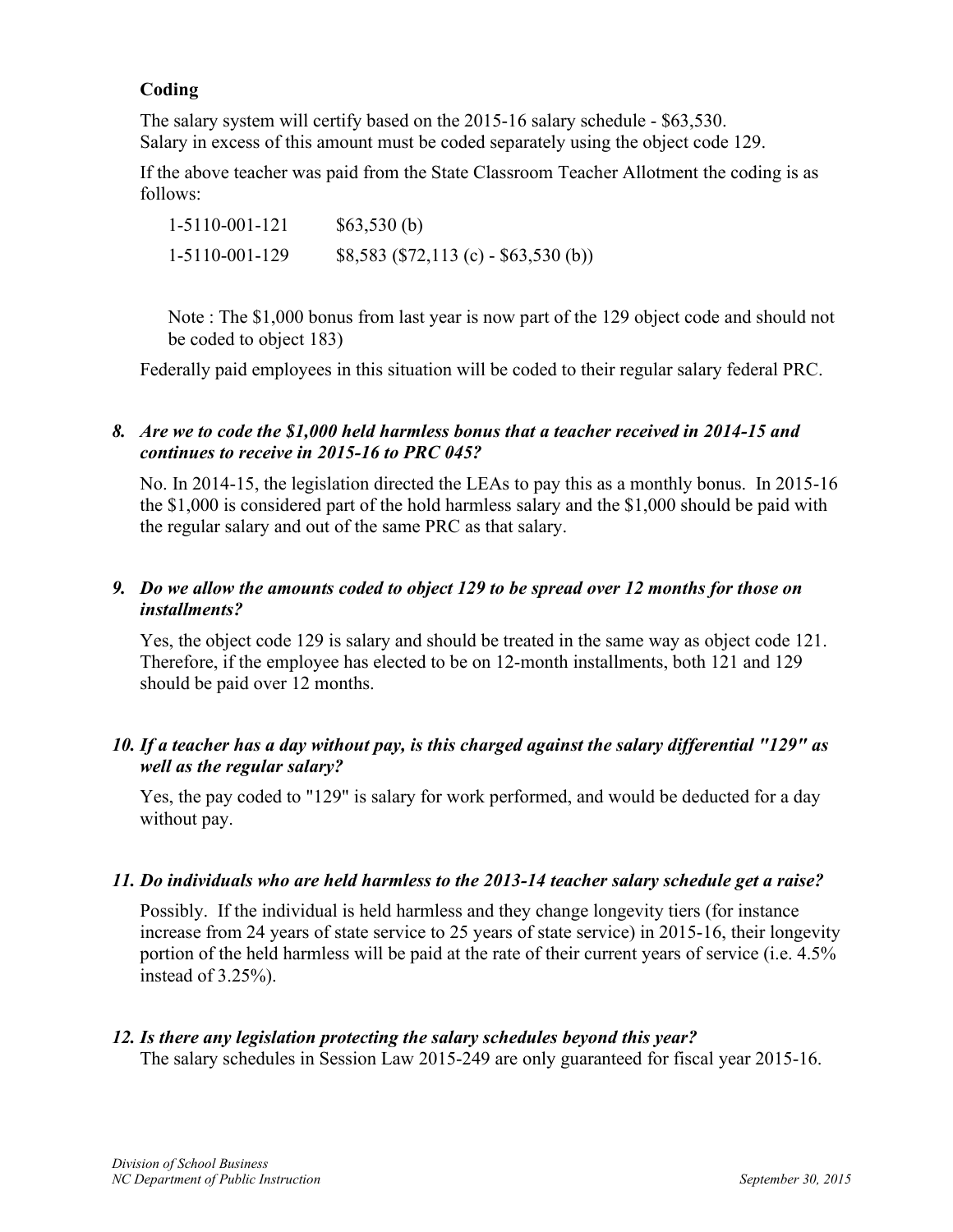**Coding**

The salary system will certify based on the 2015-16 salary schedule - $63,530.
Salary in excess of this amount must be coded separately using the object code 129.

If the above teacher was paid from the State Classroom Teacher Allotment the coding is as follows:

| | |
|---|---|
| 1-5110-001-121 | $63,530 (b) |
| 1-5110-001-129 | $8,583 ($72,113 (c) - $63,530 (b)) |

Note : The $1,000 bonus from last year is now part of the 129 object code and should not be coded to object 183)

Federally paid employees in this situation will be coded to their regular salary federal PRC.

***8. Are we to code the $1,000 held harmless bonus that a teacher received in 2014-15 and continues to receive in 2015-16 to PRC 045?***

No. In 2014-15, the legislation directed the LEAs to pay this as a monthly bonus. In 2015-16 the $1,000 is considered part of the hold harmless salary and the $1,000 should be paid with the regular salary and out of the same PRC as that salary.

***9. Do we allow the amounts coded to object 129 to be spread over 12 months for those on installments?***

Yes, the object code 129 is salary and should be treated in the same way as object code 121. Therefore, if the employee has elected to be on 12-month installments, both 121 and 129 should be paid over 12 months.

***10. If a teacher has a day without pay, is this charged against the salary differential "129" as well as the regular salary?***

Yes, the pay coded to "129" is salary for work performed, and would be deducted for a day without pay.

***11. Do individuals who are held harmless to the 2013-14 teacher salary schedule get a raise?***

Possibly. If the individual is held harmless and they change longevity tiers (for instance increase from 24 years of state service to 25 years of state service) in 2015-16, their longevity portion of the held harmless will be paid at the rate of their current years of service (i.e. 4.5% instead of 3.25%).

***12. Is there any legislation protecting the salary schedules beyond this year?***

The salary schedules in Session Law 2015-249 are only guaranteed for fiscal year 2015-16.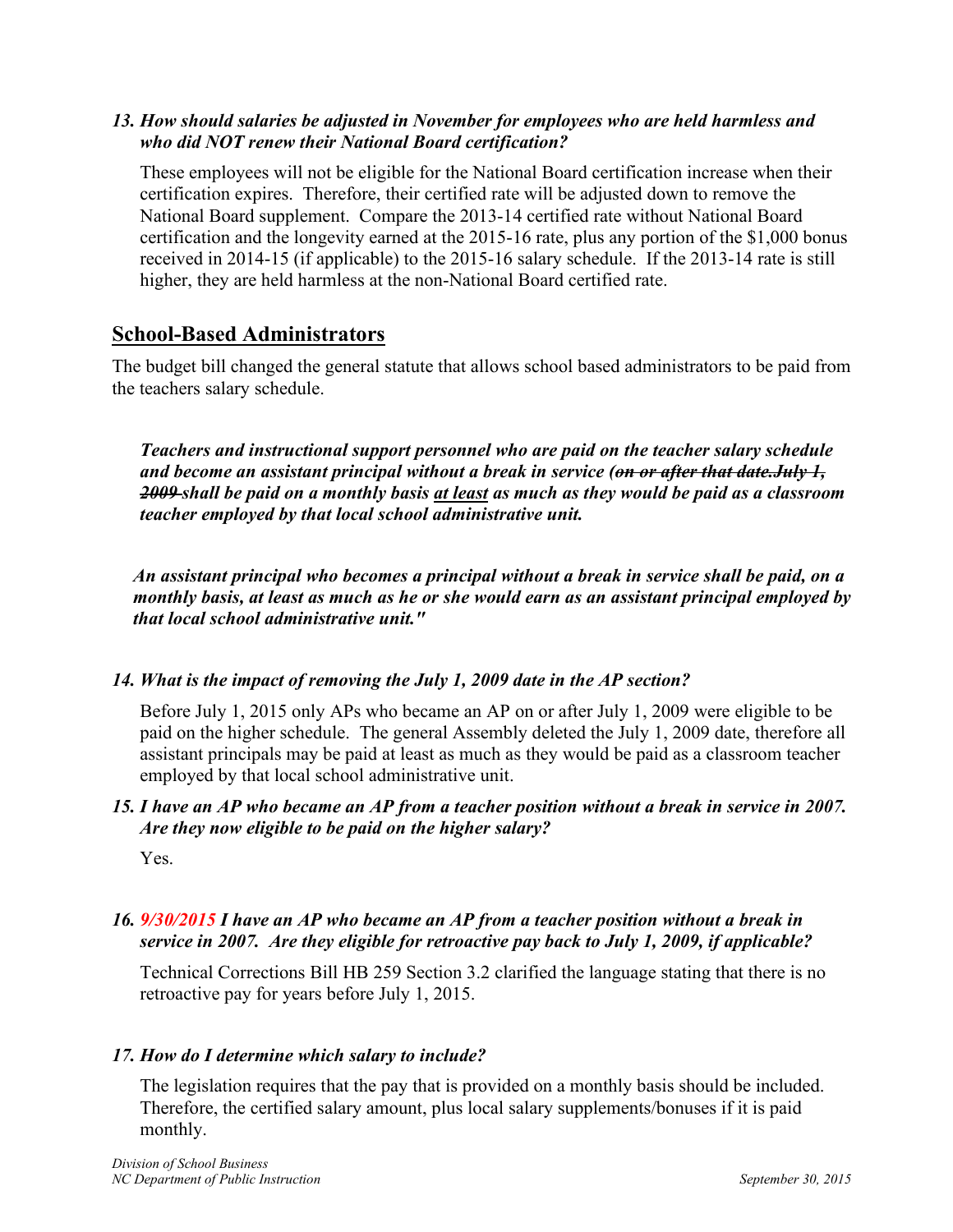*13. How should salaries be adjusted in November for employees who are held harmless and who did NOT renew their National Board certification?*

These employees will not be eligible for the National Board certification increase when their certification expires. Therefore, their certified rate will be adjusted down to remove the National Board supplement. Compare the 2013-14 certified rate without National Board certification and the longevity earned at the 2015-16 rate, plus any portion of the $1,000 bonus received in 2014-15 (if applicable) to the 2015-16 salary schedule. If the 2013-14 rate is still higher, they are held harmless at the non-National Board certified rate.

## School-Based Administrators

The budget bill changed the general statute that allows school based administrators to be paid from the teachers salary schedule.

***Teachers and instructional support personnel who are paid on the teacher salary schedule and become an assistant principal without a break in service (~~on or after that date.July 1, 2009~~ shall be paid on a monthly basis <u>at least</u> as much as they would be paid as a classroom teacher employed by that local school administrative unit.***

***An assistant principal who becomes a principal without a break in service shall be paid, on a monthly basis, at least as much as he or she would earn as an assistant principal employed by that local school administrative unit."***

*14. What is the impact of removing the July 1, 2009 date in the AP section?*

Before July 1, 2015 only APs who became an AP on or after July 1, 2009 were eligible to be paid on the higher schedule. The general Assembly deleted the July 1, 2009 date, therefore all assistant principals may be paid at least as much as they would be paid as a classroom teacher employed by that local school administrative unit.

*15. I have an AP who became an AP from a teacher position without a break in service in 2007. Are they now eligible to be paid on the higher salary?*

Yes.

*16. 9/30/2015 I have an AP who became an AP from a teacher position without a break in service in 2007. Are they eligible for retroactive pay back to July 1, 2009, if applicable?*

Technical Corrections Bill HB 259 Section 3.2 clarified the language stating that there is no retroactive pay for years before July 1, 2015.

*17. How do I determine which salary to include?*

The legislation requires that the pay that is provided on a monthly basis should be included. Therefore, the certified salary amount, plus local salary supplements/bonuses if it is paid monthly.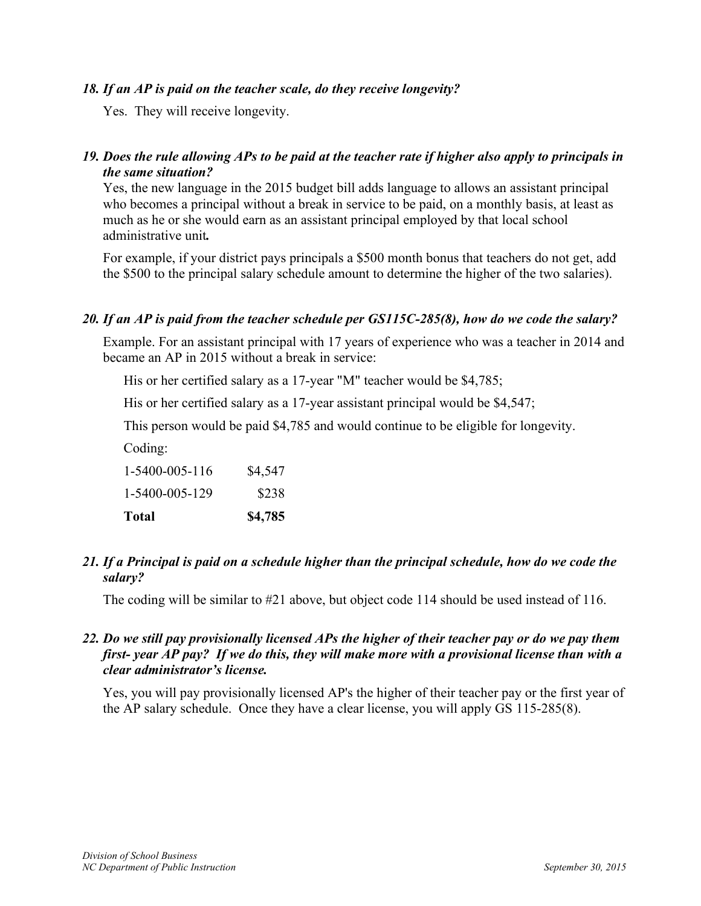***18. If an AP is paid on the teacher scale, do they receive longevity?***

Yes. They will receive longevity.

***19. Does the rule allowing APs to be paid at the teacher rate if higher also apply to principals in the same situation?***

Yes, the new language in the 2015 budget bill adds language to allows an assistant principal who becomes a principal without a break in service to be paid, on a monthly basis, at least as much as he or she would earn as an assistant principal employed by that local school administrative unit***.***

For example, if your district pays principals a $500 month bonus that teachers do not get, add the $500 to the principal salary schedule amount to determine the higher of the two salaries).

***20. If an AP is paid from the teacher schedule per GS115C-285(8), how do we code the salary?***

Example. For an assistant principal with 17 years of experience who was a teacher in 2014 and became an AP in 2015 without a break in service:

His or her certified salary as a 17-year "M" teacher would be $4,785;

His or her certified salary as a 17-year assistant principal would be $4,547;

This person would be paid $4,785 and would continue to be eligible for longevity.

Coding:

| | |
|---|---|
| 1-5400-005-116 | $4,547 |
| 1-5400-005-129 | $238 |
| **Total** | **$4,785** |

***21. If a Principal is paid on a schedule higher than the principal schedule, how do we code the salary?***

The coding will be similar to #21 above, but object code 114 should be used instead of 116.

***22. Do we still pay provisionally licensed APs the higher of their teacher pay or do we pay them first- year AP pay? If we do this, they will make more with a provisional license than with a clear administrator's license.***

Yes, you will pay provisionally licensed AP's the higher of their teacher pay or the first year of the AP salary schedule. Once they have a clear license, you will apply GS 115-285(8).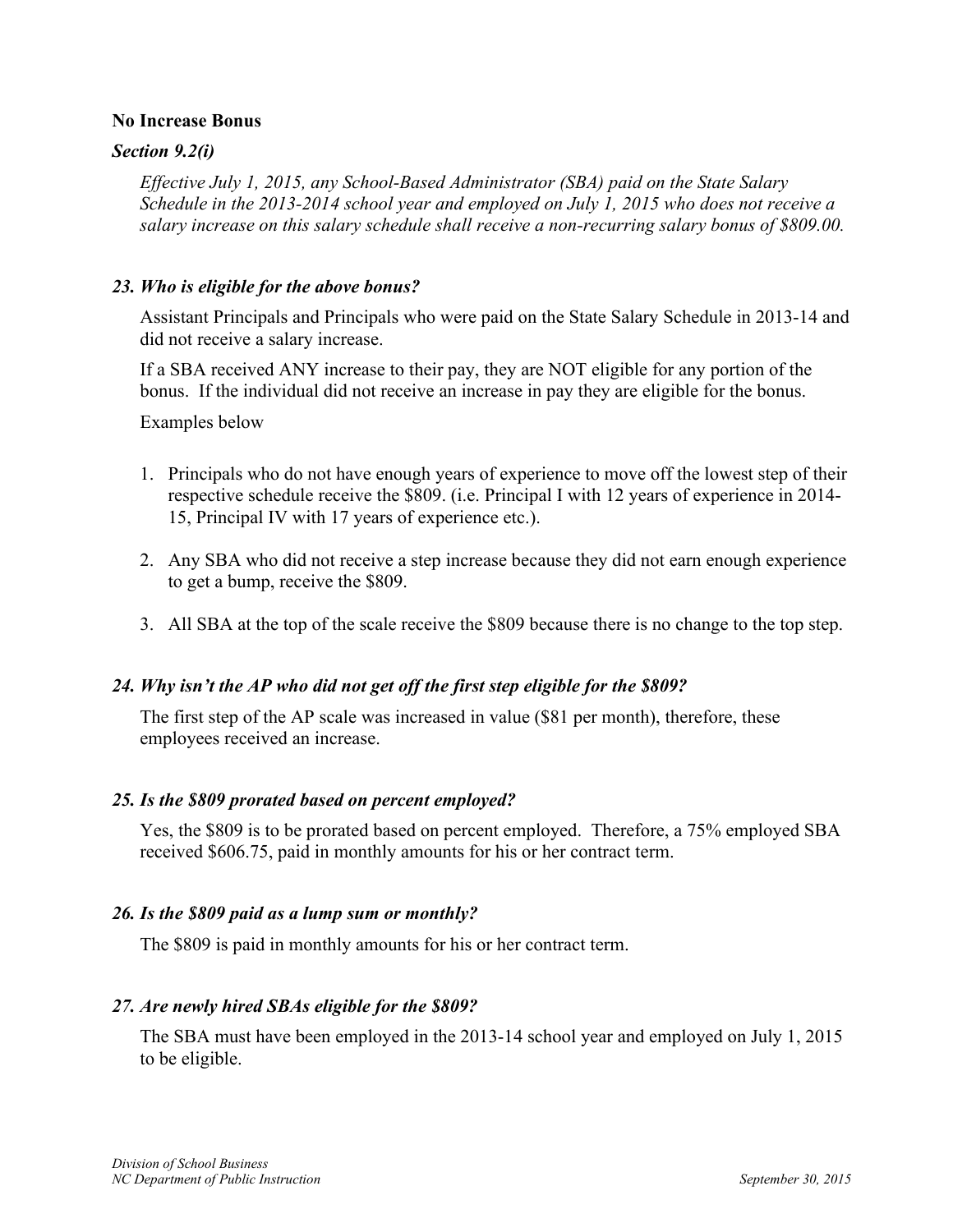**No Increase Bonus**

***Section 9.2(i)***

*Effective July 1, 2015, any School-Based Administrator (SBA) paid on the State Salary Schedule in the 2013-2014 school year and employed on July 1, 2015 who does not receive a salary increase on this salary schedule shall receive a non-recurring salary bonus of $809.00.*

***23. Who is eligible for the above bonus?***

Assistant Principals and Principals who were paid on the State Salary Schedule in 2013-14 and did not receive a salary increase.

If a SBA received ANY increase to their pay, they are NOT eligible for any portion of the bonus. If the individual did not receive an increase in pay they are eligible for the bonus.

Examples below

1. Principals who do not have enough years of experience to move off the lowest step of their respective schedule receive the $809. (i.e. Principal I with 12 years of experience in 2014-15, Principal IV with 17 years of experience etc.).

2. Any SBA who did not receive a step increase because they did not earn enough experience to get a bump, receive the $809.

3. All SBA at the top of the scale receive the $809 because there is no change to the top step.

***24. Why isn't the AP who did not get off the first step eligible for the $809?***

The first step of the AP scale was increased in value ($81 per month), therefore, these employees received an increase.

***25. Is the $809 prorated based on percent employed?***

Yes, the $809 is to be prorated based on percent employed. Therefore, a 75% employed SBA received $606.75, paid in monthly amounts for his or her contract term.

***26. Is the $809 paid as a lump sum or monthly?***

The $809 is paid in monthly amounts for his or her contract term.

***27. Are newly hired SBAs eligible for the $809?***

The SBA must have been employed in the 2013-14 school year and employed on July 1, 2015 to be eligible.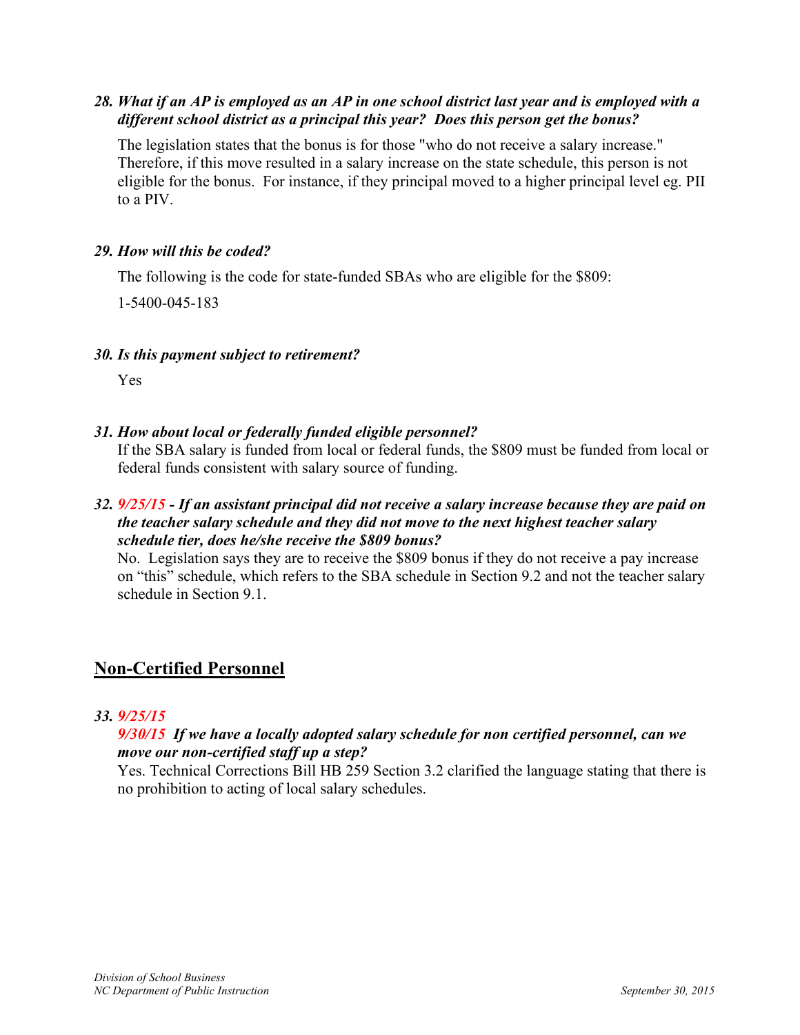***28. What if an AP is employed as an AP in one school district last year and is employed with a different school district as a principal this year? Does this person get the bonus?***

The legislation states that the bonus is for those "who do not receive a salary increase." Therefore, if this move resulted in a salary increase on the state schedule, this person is not eligible for the bonus. For instance, if they principal moved to a higher principal level eg. PII to a PIV.

***29. How will this be coded?***

The following is the code for state-funded SBAs who are eligible for the $809:

1-5400-045-183

***30. Is this payment subject to retirement?***

Yes

***31. How about local or federally funded eligible personnel?***

If the SBA salary is funded from local or federal funds, the $809 must be funded from local or federal funds consistent with salary source of funding.

***32. 9/25/15 - If an assistant principal did not receive a salary increase because they are paid on the teacher salary schedule and they did not move to the next highest teacher salary schedule tier, does he/she receive the $809 bonus?***

No. Legislation says they are to receive the $809 bonus if they do not receive a pay increase on "this" schedule, which refers to the SBA schedule in Section 9.2 and not the teacher salary schedule in Section 9.1.

## Non-Certified Personnel

***33. 9/25/15***

***9/30/15 If we have a locally adopted salary schedule for non certified personnel, can we move our non-certified staff up a step?***

Yes. Technical Corrections Bill HB 259 Section 3.2 clarified the language stating that there is no prohibition to acting of local salary schedules.